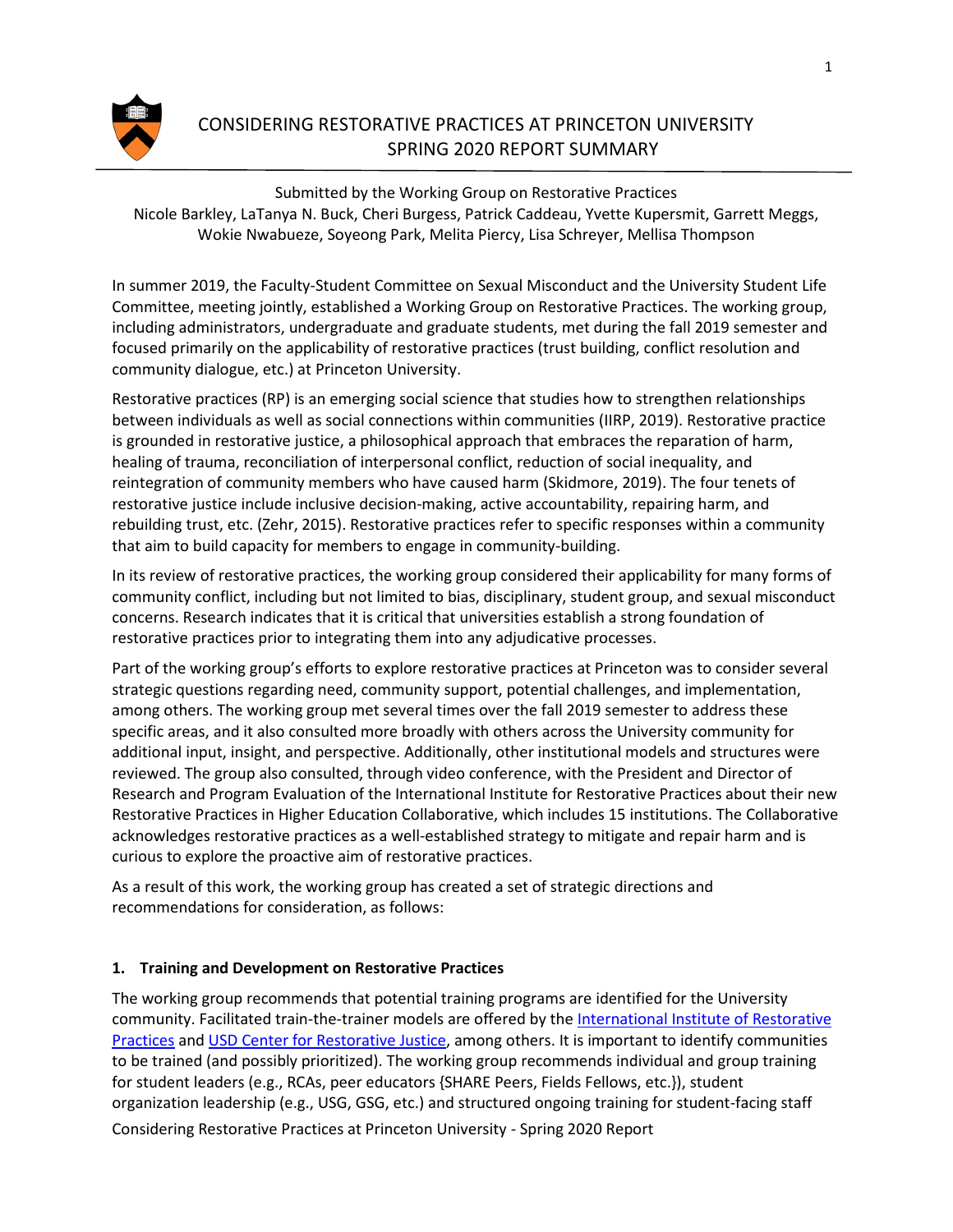# CONSIDERING RESTORATIVE PRACTICES AT PRINCETON UNIVERSITY
# SPRING 2020 REPORT SUMMARY

Submitted by the Working Group on Restorative Practices
Nicole Barkley, LaTanya N. Buck, Cheri Burgess, Patrick Caddeau, Yvette Kupersmit, Garrett Meggs, Wokie Nwabueze, Soyeong Park, Melita Piercy, Lisa Schreyer, Mellisa Thompson

In summer 2019, the Faculty-Student Committee on Sexual Misconduct and the University Student Life Committee, meeting jointly, established a Working Group on Restorative Practices. The working group, including administrators, undergraduate and graduate students, met during the fall 2019 semester and focused primarily on the applicability of restorative practices (trust building, conflict resolution and community dialogue, etc.) at Princeton University.

Restorative practices (RP) is an emerging social science that studies how to strengthen relationships between individuals as well as social connections within communities (IIRP, 2019). Restorative practice is grounded in restorative justice, a philosophical approach that embraces the reparation of harm, healing of trauma, reconciliation of interpersonal conflict, reduction of social inequality, and reintegration of community members who have caused harm (Skidmore, 2019). The four tenets of restorative justice include inclusive decision-making, active accountability, repairing harm, and rebuilding trust, etc. (Zehr, 2015). Restorative practices refer to specific responses within a community that aim to build capacity for members to engage in community-building.

In its review of restorative practices, the working group considered their applicability for many forms of community conflict, including but not limited to bias, disciplinary, student group, and sexual misconduct concerns. Research indicates that it is critical that universities establish a strong foundation of restorative practices prior to integrating them into any adjudicative processes.

Part of the working group's efforts to explore restorative practices at Princeton was to consider several strategic questions regarding need, community support, potential challenges, and implementation, among others. The working group met several times over the fall 2019 semester to address these specific areas, and it also consulted more broadly with others across the University community for additional input, insight, and perspective. Additionally, other institutional models and structures were reviewed. The group also consulted, through video conference, with the President and Director of Research and Program Evaluation of the International Institute for Restorative Practices about their new Restorative Practices in Higher Education Collaborative, which includes 15 institutions. The Collaborative acknowledges restorative practices as a well-established strategy to mitigate and repair harm and is curious to explore the proactive aim of restorative practices.

As a result of this work, the working group has created a set of strategic directions and recommendations for consideration, as follows:

### 1. Training and Development on Restorative Practices

The working group recommends that potential training programs are identified for the University community. Facilitated train-the-trainer models are offered by the International Institute of Restorative Practices and USD Center for Restorative Justice, among others. It is important to identify communities to be trained (and possibly prioritized). The working group recommends individual and group training for student leaders (e.g., RCAs, peer educators {SHARE Peers, Fields Fellows, etc.}), student organization leadership (e.g., USG, GSG, etc.) and structured ongoing training for student-facing staff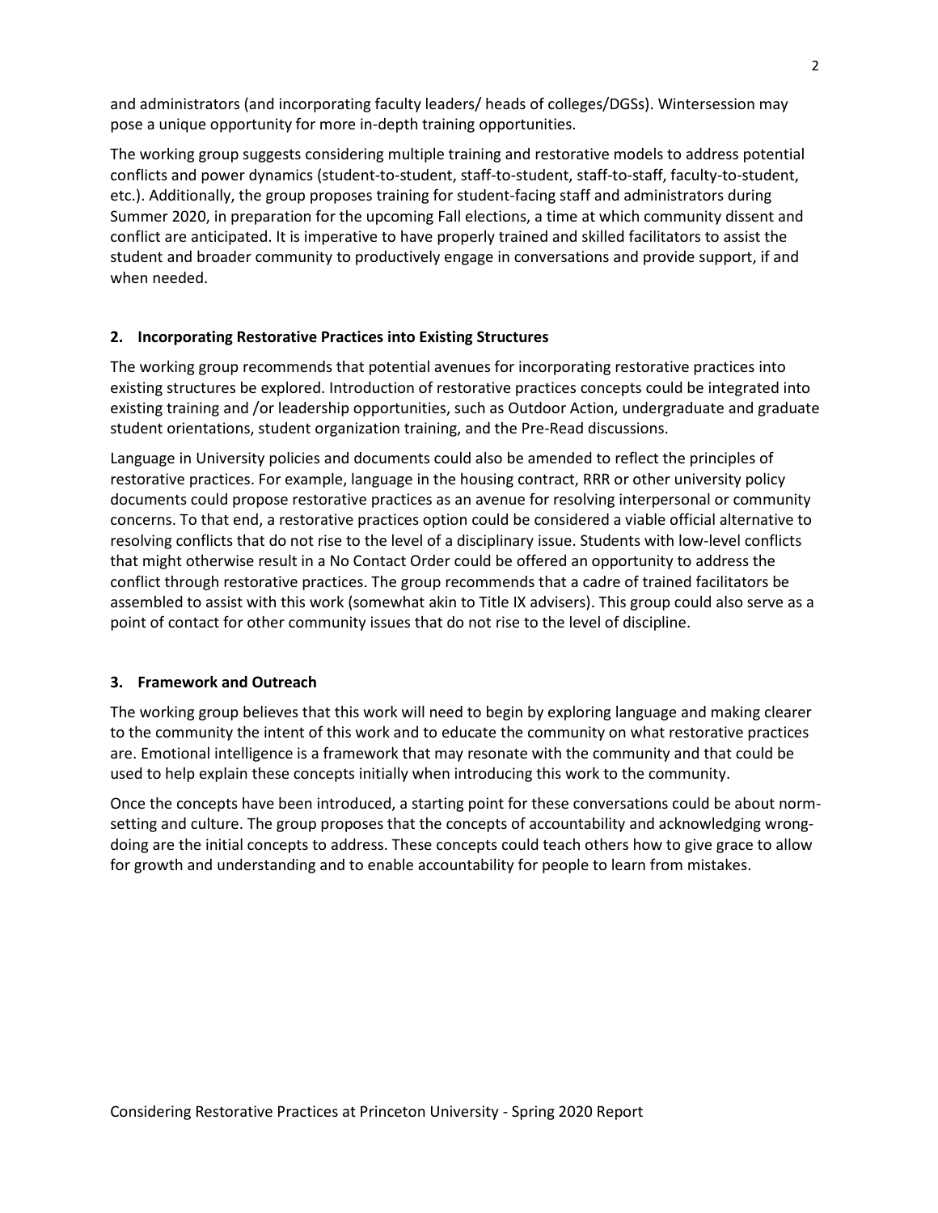and administrators (and incorporating faculty leaders/ heads of colleges/DGSs). Wintersession may pose a unique opportunity for more in-depth training opportunities.

The working group suggests considering multiple training and restorative models to address potential conflicts and power dynamics (student-to-student, staff-to-student, staff-to-staff, faculty-to-student, etc.). Additionally, the group proposes training for student-facing staff and administrators during Summer 2020, in preparation for the upcoming Fall elections, a time at which community dissent and conflict are anticipated. It is imperative to have properly trained and skilled facilitators to assist the student and broader community to productively engage in conversations and provide support, if and when needed.

## 2. Incorporating Restorative Practices into Existing Structures

The working group recommends that potential avenues for incorporating restorative practices into existing structures be explored. Introduction of restorative practices concepts could be integrated into existing training and /or leadership opportunities, such as Outdoor Action, undergraduate and graduate student orientations, student organization training, and the Pre-Read discussions.

Language in University policies and documents could also be amended to reflect the principles of restorative practices. For example, language in the housing contract, RRR or other university policy documents could propose restorative practices as an avenue for resolving interpersonal or community concerns. To that end, a restorative practices option could be considered a viable official alternative to resolving conflicts that do not rise to the level of a disciplinary issue. Students with low-level conflicts that might otherwise result in a No Contact Order could be offered an opportunity to address the conflict through restorative practices. The group recommends that a cadre of trained facilitators be assembled to assist with this work (somewhat akin to Title IX advisers). This group could also serve as a point of contact for other community issues that do not rise to the level of discipline.

## 3. Framework and Outreach

The working group believes that this work will need to begin by exploring language and making clearer to the community the intent of this work and to educate the community on what restorative practices are. Emotional intelligence is a framework that may resonate with the community and that could be used to help explain these concepts initially when introducing this work to the community.

Once the concepts have been introduced, a starting point for these conversations could be about norm-setting and culture. The group proposes that the concepts of accountability and acknowledging wrong-doing are the initial concepts to address. These concepts could teach others how to give grace to allow for growth and understanding and to enable accountability for people to learn from mistakes.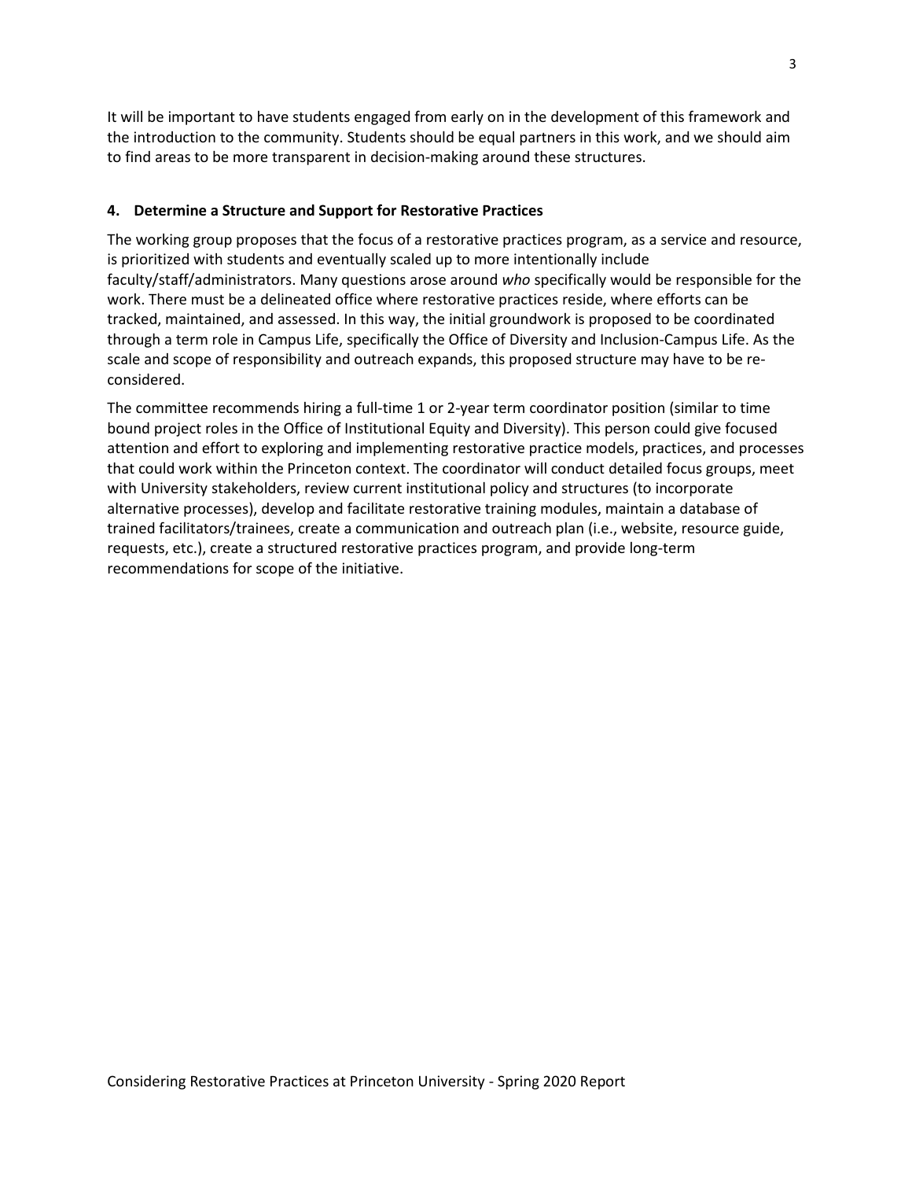It will be important to have students engaged from early on in the development of this framework and the introduction to the community. Students should be equal partners in this work, and we should aim to find areas to be more transparent in decision-making around these structures.

#### 4. Determine a Structure and Support for Restorative Practices

The working group proposes that the focus of a restorative practices program, as a service and resource, is prioritized with students and eventually scaled up to more intentionally include faculty/staff/administrators. Many questions arose around *who* specifically would be responsible for the work. There must be a delineated office where restorative practices reside, where efforts can be tracked, maintained, and assessed. In this way, the initial groundwork is proposed to be coordinated through a term role in Campus Life, specifically the Office of Diversity and Inclusion-Campus Life. As the scale and scope of responsibility and outreach expands, this proposed structure may have to be re-considered.

The committee recommends hiring a full-time 1 or 2-year term coordinator position (similar to time bound project roles in the Office of Institutional Equity and Diversity). This person could give focused attention and effort to exploring and implementing restorative practice models, practices, and processes that could work within the Princeton context. The coordinator will conduct detailed focus groups, meet with University stakeholders, review current institutional policy and structures (to incorporate alternative processes), develop and facilitate restorative training modules, maintain a database of trained facilitators/trainees, create a communication and outreach plan (i.e., website, resource guide, requests, etc.), create a structured restorative practices program, and provide long-term recommendations for scope of the initiative.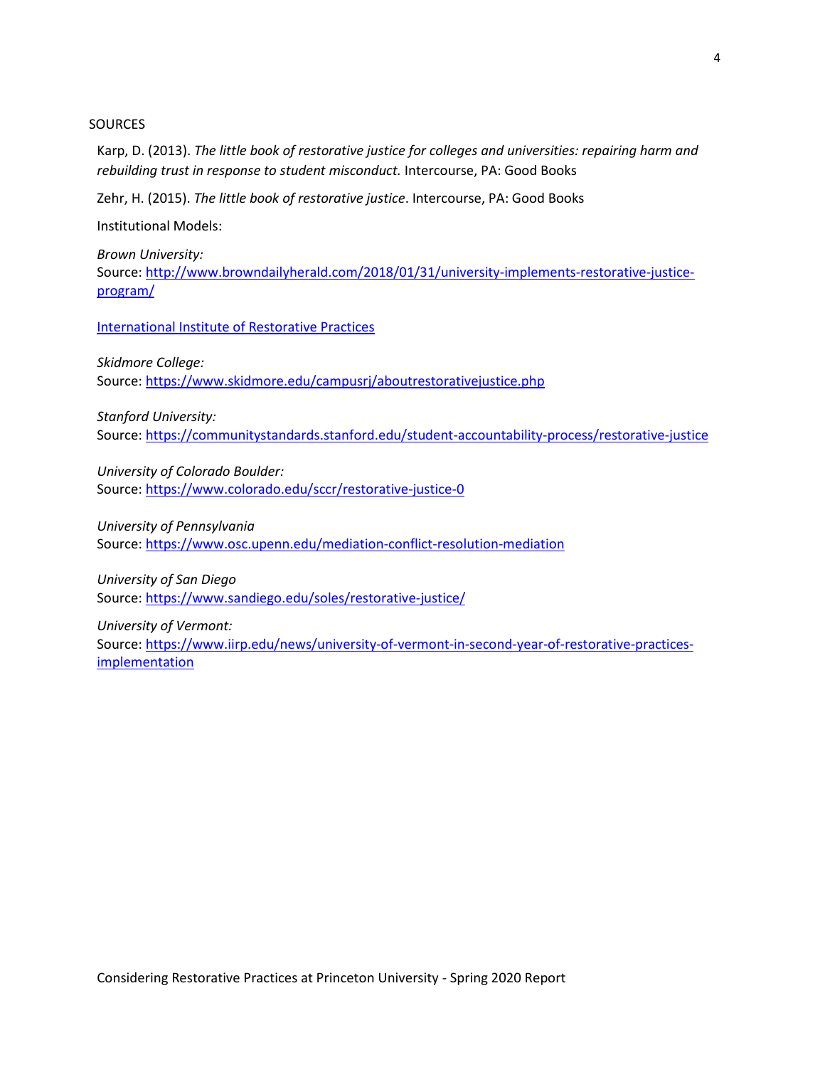SOURCES

Karp, D. (2013). *The little book of restorative justice for colleges and universities: repairing harm and rebuilding trust in response to student misconduct.* Intercourse, PA: Good Books

Zehr, H. (2015). *The little book of restorative justice*. Intercourse, PA: Good Books

Institutional Models:

*Brown University:*
Source: [http://www.browndailyherald.com/2018/01/31/university-implements-restorative-justice-program/](http://www.browndailyherald.com/2018/01/31/university-implements-restorative-justice-program/)

International Institute of Restorative Practices

*Skidmore College:*
Source: [https://www.skidmore.edu/campusrj/aboutrestorativejustice.php](https://www.skidmore.edu/campusrj/aboutrestorativejustice.php)

*Stanford University:*
Source: [https://communitystandards.stanford.edu/student-accountability-process/restorative-justice](https://communitystandards.stanford.edu/student-accountability-process/restorative-justice)

*University of Colorado Boulder:*
Source: [https://www.colorado.edu/sccr/restorative-justice-0](https://www.colorado.edu/sccr/restorative-justice-0)

*University of Pennsylvania*
Source: [https://www.osc.upenn.edu/mediation-conflict-resolution-mediation](https://www.osc.upenn.edu/mediation-conflict-resolution-mediation)

*University of San Diego*
Source: [https://www.sandiego.edu/soles/restorative-justice/](https://www.sandiego.edu/soles/restorative-justice/)

*University of Vermont:*
Source: [https://www.iirp.edu/news/university-of-vermont-in-second-year-of-restorative-practices-implementation](https://www.iirp.edu/news/university-of-vermont-in-second-year-of-restorative-practices-implementation)